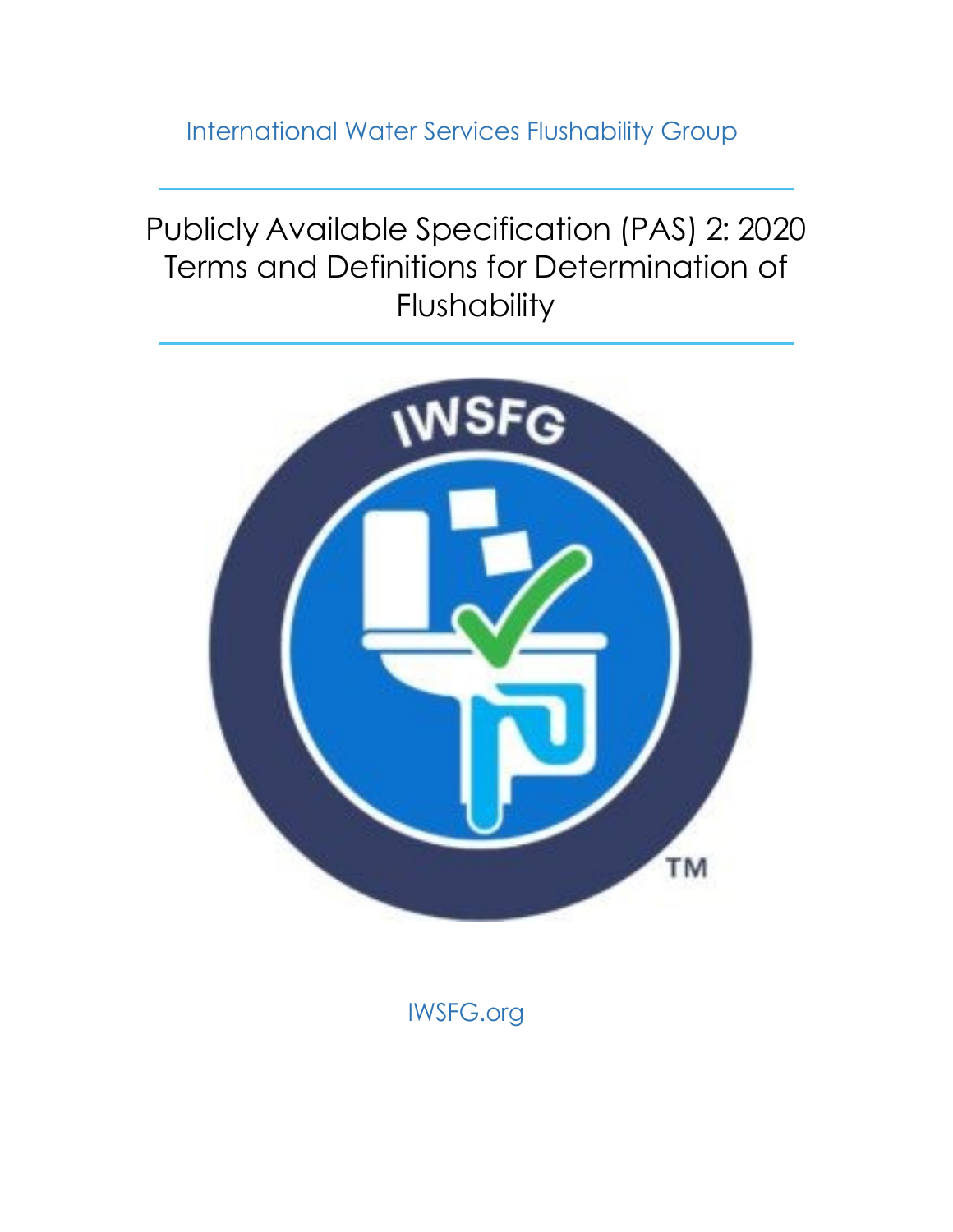International Water Services Flushability Group

# Publicly Available Specification (PAS) 2: 2020 Terms and Definitions for Determination of Flushability

IWSFG.org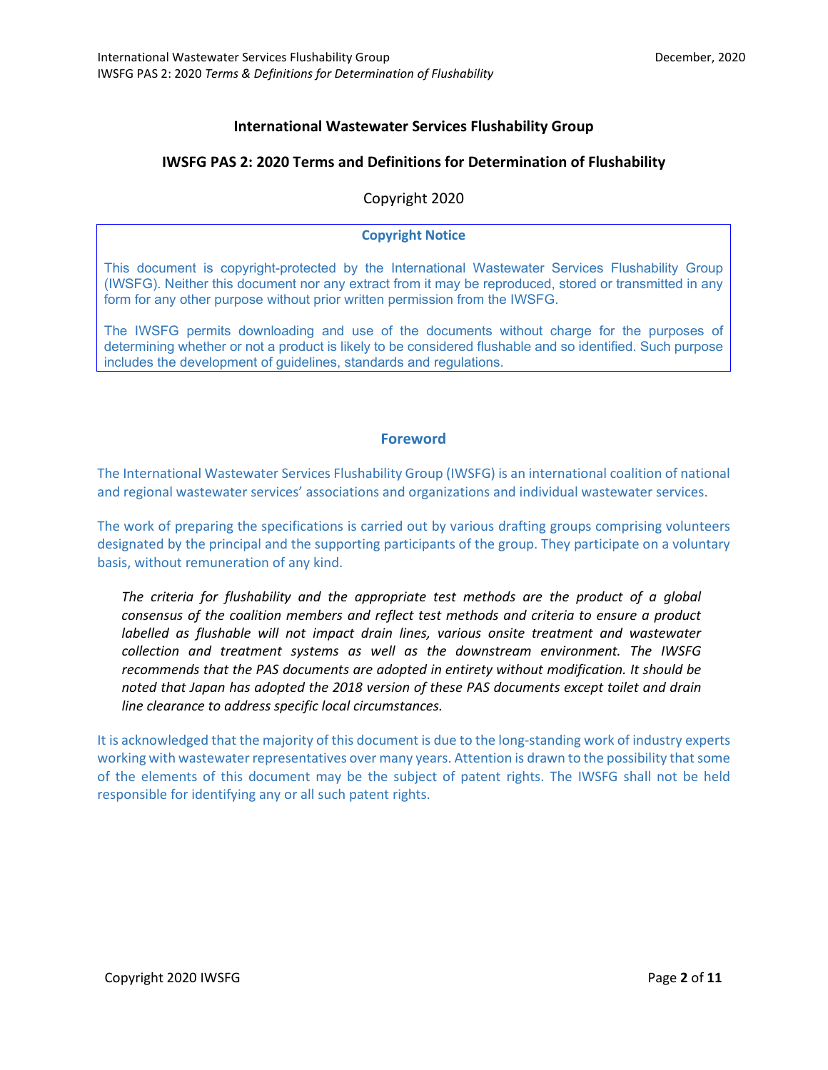# International Wastewater Services Flushability Group

## IWSFG PAS 2: 2020 Terms and Definitions for Determination of Flushability

Copyright 2020

**Copyright Notice**

This document is copyright-protected by the International Wastewater Services Flushability Group (IWSFG). Neither this document nor any extract from it may be reproduced, stored or transmitted in any form for any other purpose without prior written permission from the IWSFG.

The IWSFG permits downloading and use of the documents without charge for the purposes of determining whether or not a product is likely to be considered flushable and so identified. Such purpose includes the development of guidelines, standards and regulations.

## Foreword

The International Wastewater Services Flushability Group (IWSFG) is an international coalition of national and regional wastewater services' associations and organizations and individual wastewater services.

The work of preparing the specifications is carried out by various drafting groups comprising volunteers designated by the principal and the supporting participants of the group. They participate on a voluntary basis, without remuneration of any kind.

> *The criteria for flushability and the appropriate test methods are the product of a global consensus of the coalition members and reflect test methods and criteria to ensure a product labelled as flushable will not impact drain lines, various onsite treatment and wastewater collection and treatment systems as well as the downstream environment. The IWSFG recommends that the PAS documents are adopted in entirety without modification. It should be noted that Japan has adopted the 2018 version of these PAS documents except toilet and drain line clearance to address specific local circumstances.*

It is acknowledged that the majority of this document is due to the long-standing work of industry experts working with wastewater representatives over many years. Attention is drawn to the possibility that some of the elements of this document may be the subject of patent rights. The IWSFG shall not be held responsible for identifying any or all such patent rights.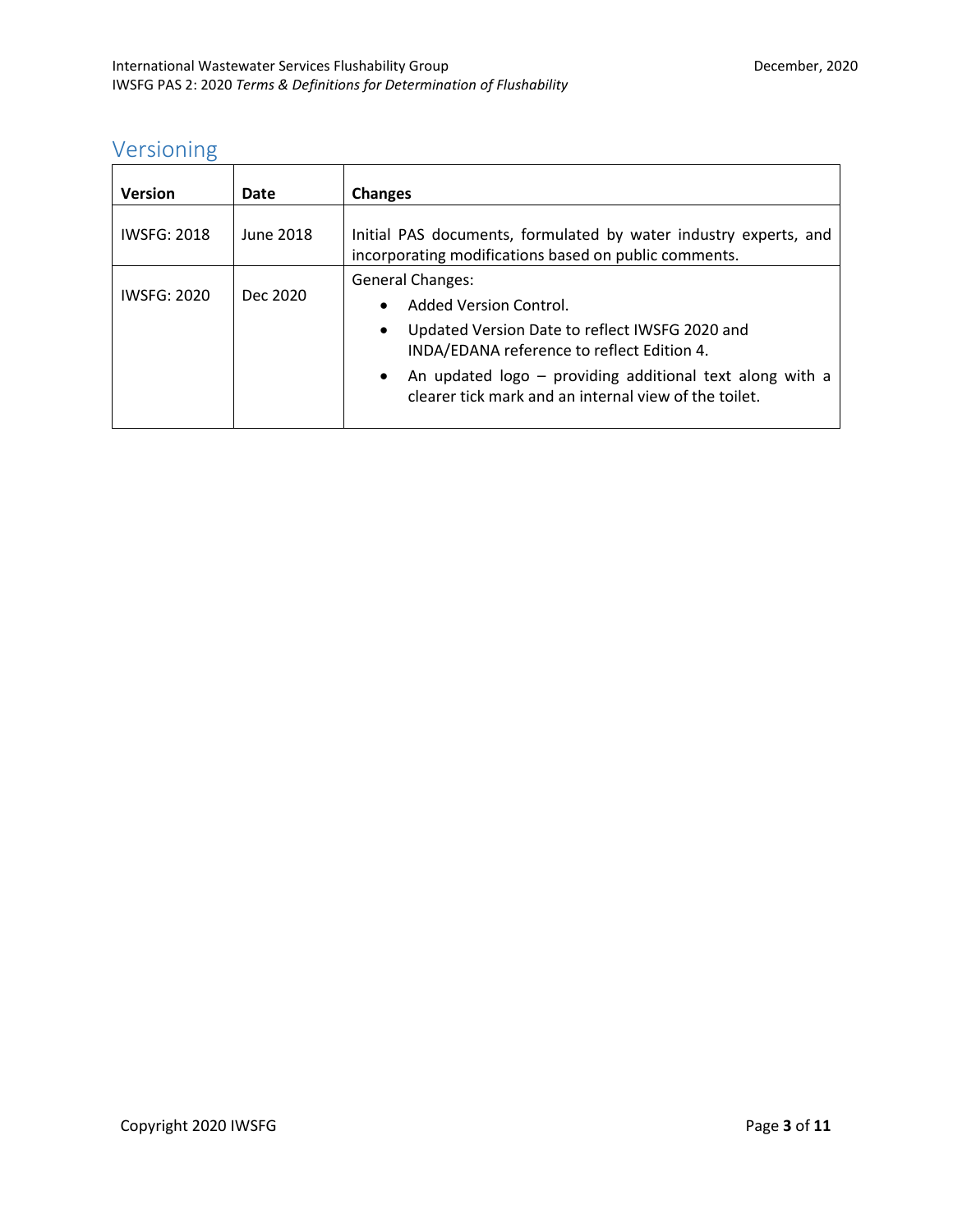## Versioning

| Version | Date | Changes |
| --- | --- | --- |
| IWSFG: 2018 | June 2018 | Initial PAS documents, formulated by water industry experts, and incorporating modifications based on public comments. |
| IWSFG: 2020 | Dec 2020 | General Changes:<br>• Added Version Control.<br>• Updated Version Date to reflect IWSFG 2020 and INDA/EDANA reference to reflect Edition 4.<br>• An updated logo – providing additional text along with a clearer tick mark and an internal view of the toilet. |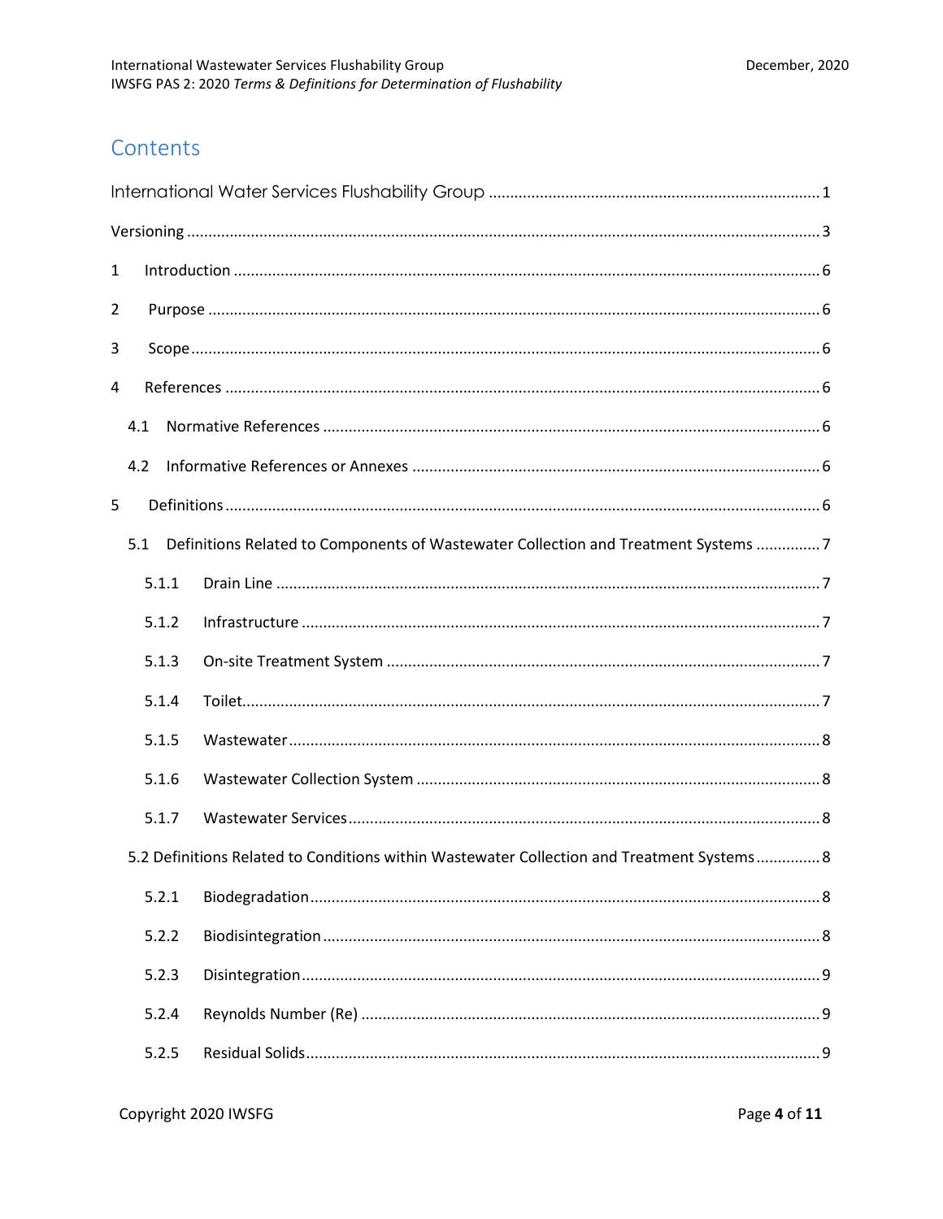## Contents

International Water Services Flushability Group .......... 1

Versioning .......... 3

1 Introduction .......... 6

2 Purpose .......... 6

3 Scope .......... 6

4 References .......... 6

- 4.1 Normative References .......... 6
- 4.2 Informative References or Annexes .......... 6

5 Definitions .......... 6

- 5.1 Definitions Related to Components of Wastewater Collection and Treatment Systems .......... 7
  - 5.1.1 Drain Line .......... 7
  - 5.1.2 Infrastructure .......... 7
  - 5.1.3 On-site Treatment System .......... 7
  - 5.1.4 Toilet .......... 7
  - 5.1.5 Wastewater .......... 8
  - 5.1.6 Wastewater Collection System .......... 8
  - 5.1.7 Wastewater Services .......... 8
- 5.2 Definitions Related to Conditions within Wastewater Collection and Treatment Systems .......... 8
  - 5.2.1 Biodegradation .......... 8
  - 5.2.2 Biodisintegration .......... 8
  - 5.2.3 Disintegration .......... 9
  - 5.2.4 Reynolds Number (Re) .......... 9
  - 5.2.5 Residual Solids .......... 9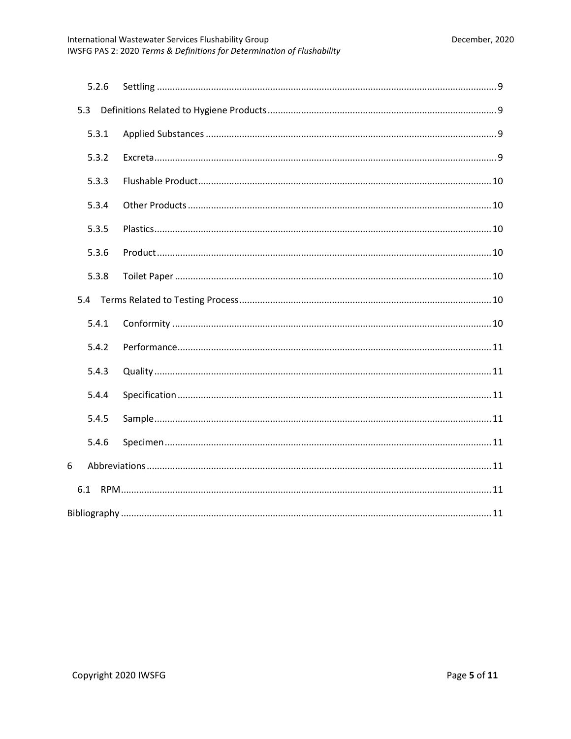- 5.2.6 Settling ... 9
- 5.3 Definitions Related to Hygiene Products ... 9
  - 5.3.1 Applied Substances ... 9
  - 5.3.2 Excreta ... 9
  - 5.3.3 Flushable Product ... 10
  - 5.3.4 Other Products ... 10
  - 5.3.5 Plastics ... 10
  - 5.3.6 Product ... 10
  - 5.3.8 Toilet Paper ... 10
- 5.4 Terms Related to Testing Process ... 10
  - 5.4.1 Conformity ... 10
  - 5.4.2 Performance ... 11
  - 5.4.3 Quality ... 11
  - 5.4.4 Specification ... 11
  - 5.4.5 Sample ... 11
  - 5.4.6 Specimen ... 11
- 6 Abbreviations ... 11
  - 6.1 RPM ... 11
- Bibliography ... 11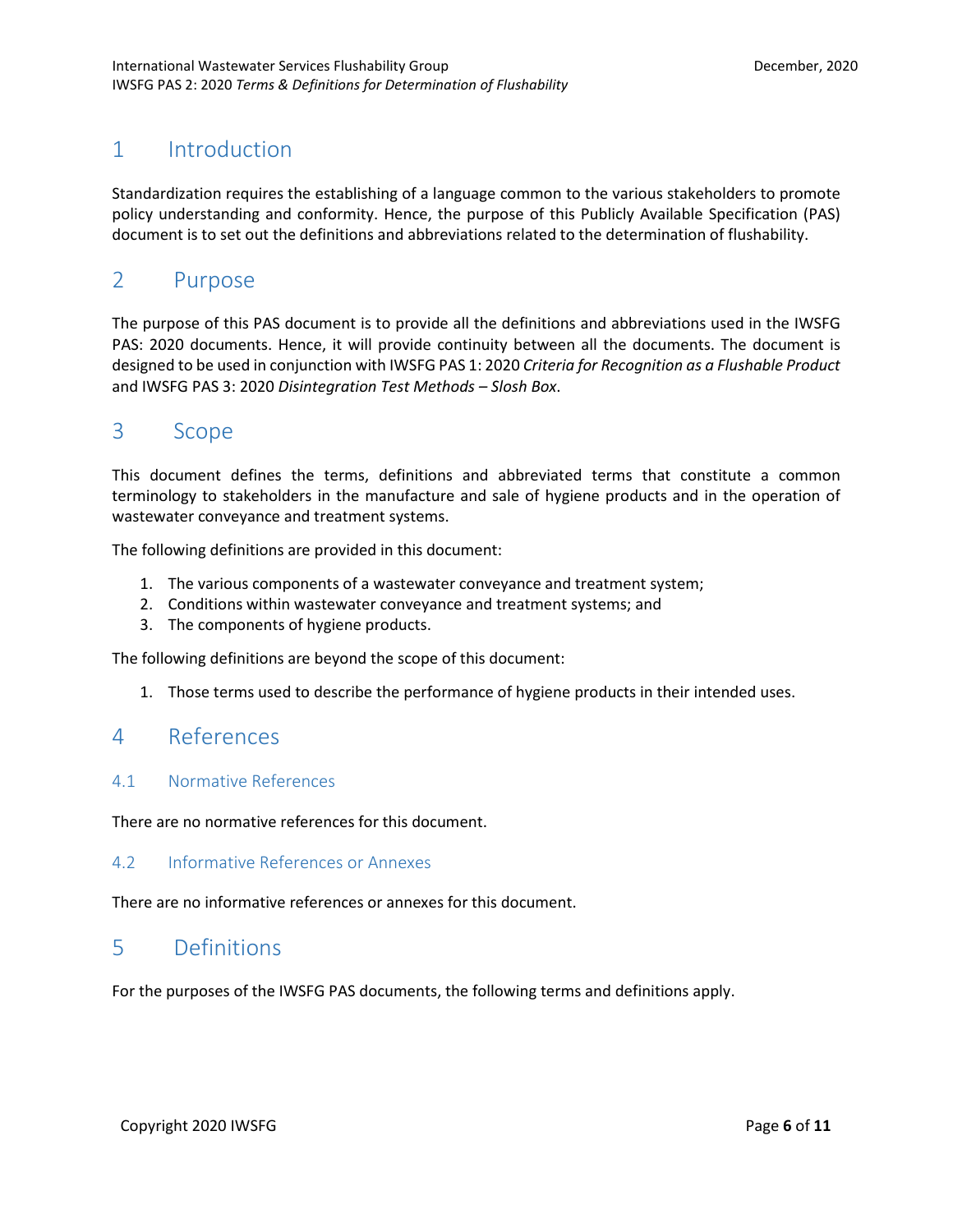# 1 Introduction

Standardization requires the establishing of a language common to the various stakeholders to promote policy understanding and conformity. Hence, the purpose of this Publicly Available Specification (PAS) document is to set out the definitions and abbreviations related to the determination of flushability.

# 2 Purpose

The purpose of this PAS document is to provide all the definitions and abbreviations used in the IWSFG PAS: 2020 documents. Hence, it will provide continuity between all the documents. The document is designed to be used in conjunction with IWSFG PAS 1: 2020 *Criteria for Recognition as a Flushable Product* and IWSFG PAS 3: 2020 *Disintegration Test Methods – Slosh Box*.

# 3 Scope

This document defines the terms, definitions and abbreviated terms that constitute a common terminology to stakeholders in the manufacture and sale of hygiene products and in the operation of wastewater conveyance and treatment systems.

The following definitions are provided in this document:

1. The various components of a wastewater conveyance and treatment system;
2. Conditions within wastewater conveyance and treatment systems; and
3. The components of hygiene products.

The following definitions are beyond the scope of this document:

1. Those terms used to describe the performance of hygiene products in their intended uses.

# 4 References

## 4.1 Normative References

There are no normative references for this document.

## 4.2 Informative References or Annexes

There are no informative references or annexes for this document.

# 5 Definitions

For the purposes of the IWSFG PAS documents, the following terms and definitions apply.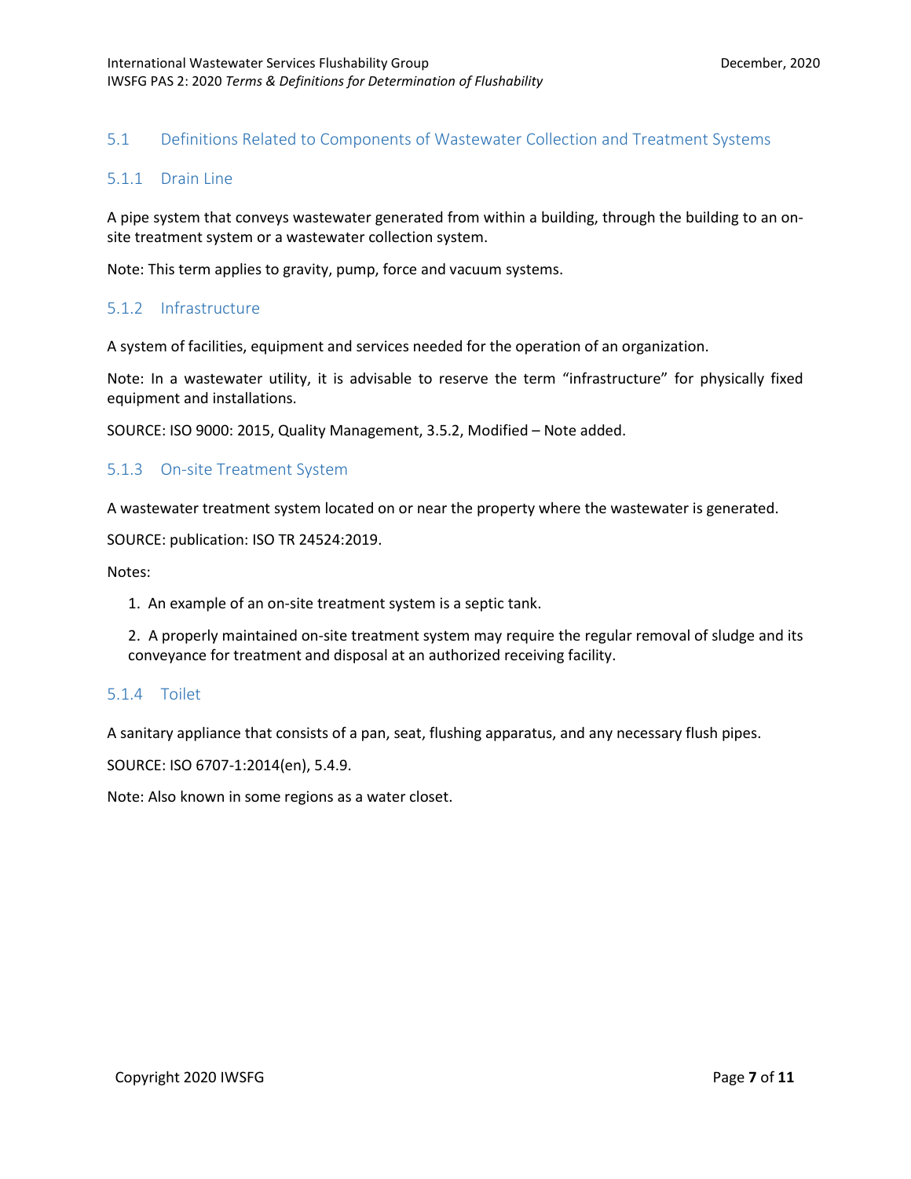## 5.1 Definitions Related to Components of Wastewater Collection and Treatment Systems

### 5.1.1 Drain Line

A pipe system that conveys wastewater generated from within a building, through the building to an on-site treatment system or a wastewater collection system.

Note: This term applies to gravity, pump, force and vacuum systems.

### 5.1.2 Infrastructure

A system of facilities, equipment and services needed for the operation of an organization.

Note: In a wastewater utility, it is advisable to reserve the term "infrastructure" for physically fixed equipment and installations.

SOURCE: ISO 9000: 2015, Quality Management, 3.5.2, Modified – Note added.

### 5.1.3 On-site Treatment System

A wastewater treatment system located on or near the property where the wastewater is generated.

SOURCE: publication: ISO TR 24524:2019.

Notes:

1. An example of an on-site treatment system is a septic tank.
2. A properly maintained on-site treatment system may require the regular removal of sludge and its conveyance for treatment and disposal at an authorized receiving facility.

### 5.1.4 Toilet

A sanitary appliance that consists of a pan, seat, flushing apparatus, and any necessary flush pipes.

SOURCE: ISO 6707-1:2014(en), 5.4.9.

Note: Also known in some regions as a water closet.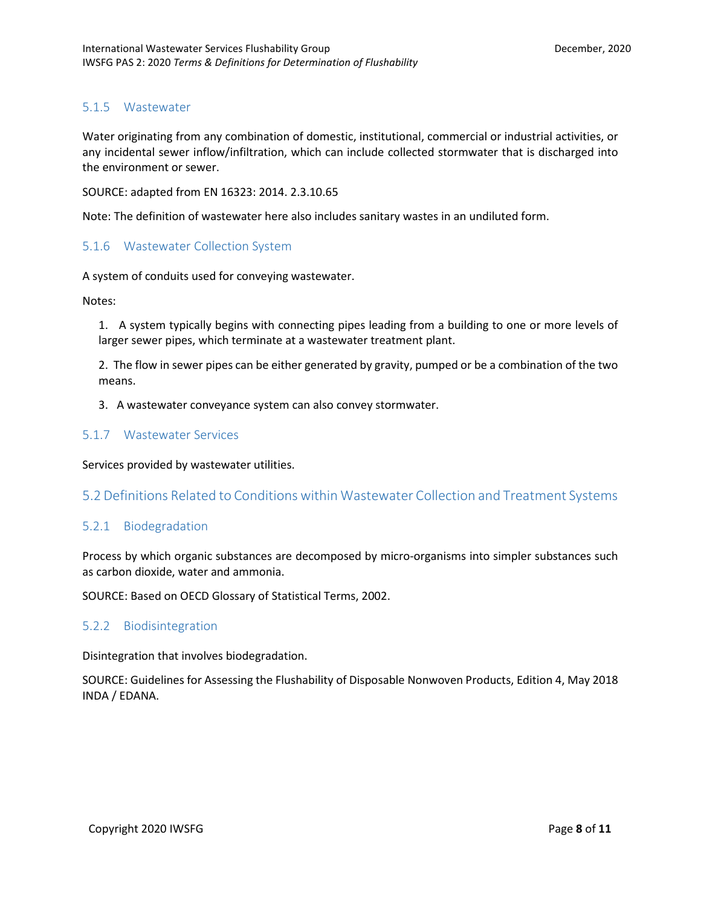### 5.1.5 Wastewater

Water originating from any combination of domestic, institutional, commercial or industrial activities, or any incidental sewer inflow/infiltration, which can include collected stormwater that is discharged into the environment or sewer.

SOURCE: adapted from EN 16323: 2014. 2.3.10.65

Note: The definition of wastewater here also includes sanitary wastes in an undiluted form.

### 5.1.6 Wastewater Collection System

A system of conduits used for conveying wastewater.

Notes:

1. A system typically begins with connecting pipes leading from a building to one or more levels of larger sewer pipes, which terminate at a wastewater treatment plant.
2. The flow in sewer pipes can be either generated by gravity, pumped or be a combination of the two means.
3. A wastewater conveyance system can also convey stormwater.

### 5.1.7 Wastewater Services

Services provided by wastewater utilities.

## 5.2 Definitions Related to Conditions within Wastewater Collection and Treatment Systems

### 5.2.1 Biodegradation

Process by which organic substances are decomposed by micro-organisms into simpler substances such as carbon dioxide, water and ammonia.

SOURCE: Based on OECD Glossary of Statistical Terms, 2002.

### 5.2.2 Biodisintegration

Disintegration that involves biodegradation.

SOURCE: Guidelines for Assessing the Flushability of Disposable Nonwoven Products, Edition 4, May 2018 INDA / EDANA.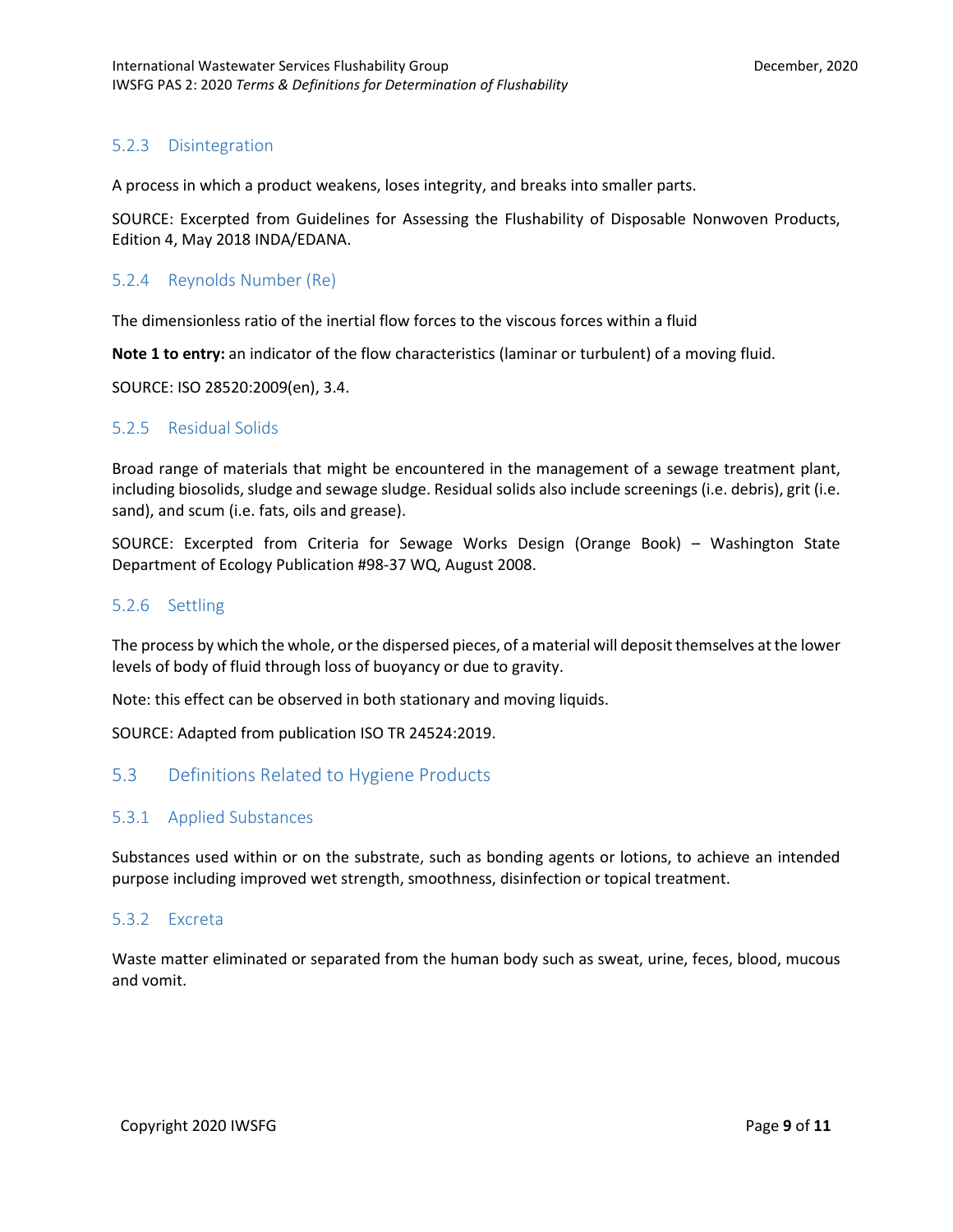### 5.2.3 Disintegration

A process in which a product weakens, loses integrity, and breaks into smaller parts.

SOURCE: Excerpted from Guidelines for Assessing the Flushability of Disposable Nonwoven Products, Edition 4, May 2018 INDA/EDANA.

### 5.2.4 Reynolds Number (Re)

The dimensionless ratio of the inertial flow forces to the viscous forces within a fluid

**Note 1 to entry:** an indicator of the flow characteristics (laminar or turbulent) of a moving fluid.

SOURCE: ISO 28520:2009(en), 3.4.

### 5.2.5 Residual Solids

Broad range of materials that might be encountered in the management of a sewage treatment plant, including biosolids, sludge and sewage sludge. Residual solids also include screenings (i.e. debris), grit (i.e. sand), and scum (i.e. fats, oils and grease).

SOURCE: Excerpted from Criteria for Sewage Works Design (Orange Book) – Washington State Department of Ecology Publication #98-37 WQ, August 2008.

### 5.2.6 Settling

The process by which the whole, or the dispersed pieces, of a material will deposit themselves at the lower levels of body of fluid through loss of buoyancy or due to gravity.

Note: this effect can be observed in both stationary and moving liquids.

SOURCE: Adapted from publication ISO TR 24524:2019.

## 5.3 Definitions Related to Hygiene Products

### 5.3.1 Applied Substances

Substances used within or on the substrate, such as bonding agents or lotions, to achieve an intended purpose including improved wet strength, smoothness, disinfection or topical treatment.

### 5.3.2 Excreta

Waste matter eliminated or separated from the human body such as sweat, urine, feces, blood, mucous and vomit.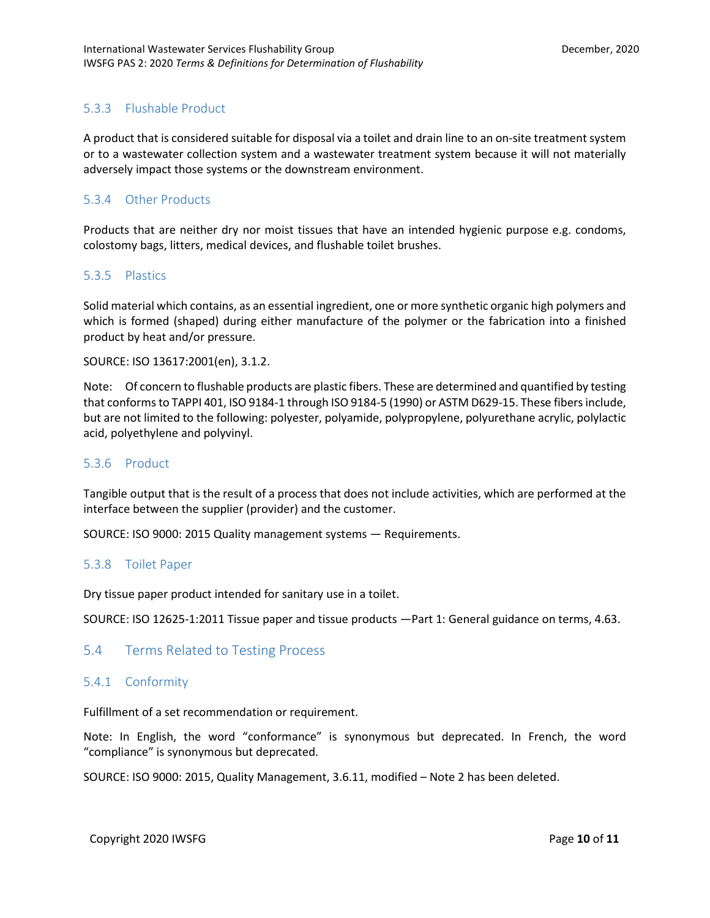### 5.3.3 Flushable Product

A product that is considered suitable for disposal via a toilet and drain line to an on-site treatment system or to a wastewater collection system and a wastewater treatment system because it will not materially adversely impact those systems or the downstream environment.

### 5.3.4 Other Products

Products that are neither dry nor moist tissues that have an intended hygienic purpose e.g. condoms, colostomy bags, litters, medical devices, and flushable toilet brushes.

### 5.3.5 Plastics

Solid material which contains, as an essential ingredient, one or more synthetic organic high polymers and which is formed (shaped) during either manufacture of the polymer or the fabrication into a finished product by heat and/or pressure.

SOURCE: ISO 13617:2001(en), 3.1.2.

Note: Of concern to flushable products are plastic fibers. These are determined and quantified by testing that conforms to TAPPI 401, ISO 9184-1 through ISO 9184-5 (1990) or ASTM D629-15. These fibers include, but are not limited to the following: polyester, polyamide, polypropylene, polyurethane acrylic, polylactic acid, polyethylene and polyvinyl.

### 5.3.6 Product

Tangible output that is the result of a process that does not include activities, which are performed at the interface between the supplier (provider) and the customer.

SOURCE: ISO 9000: 2015 Quality management systems — Requirements.

### 5.3.8 Toilet Paper

Dry tissue paper product intended for sanitary use in a toilet.

SOURCE: ISO 12625-1:2011 Tissue paper and tissue products —Part 1: General guidance on terms, 4.63.

## 5.4 Terms Related to Testing Process

### 5.4.1 Conformity

Fulfillment of a set recommendation or requirement.

Note: In English, the word "conformance" is synonymous but deprecated. In French, the word "compliance" is synonymous but deprecated.

SOURCE: ISO 9000: 2015, Quality Management, 3.6.11, modified – Note 2 has been deleted.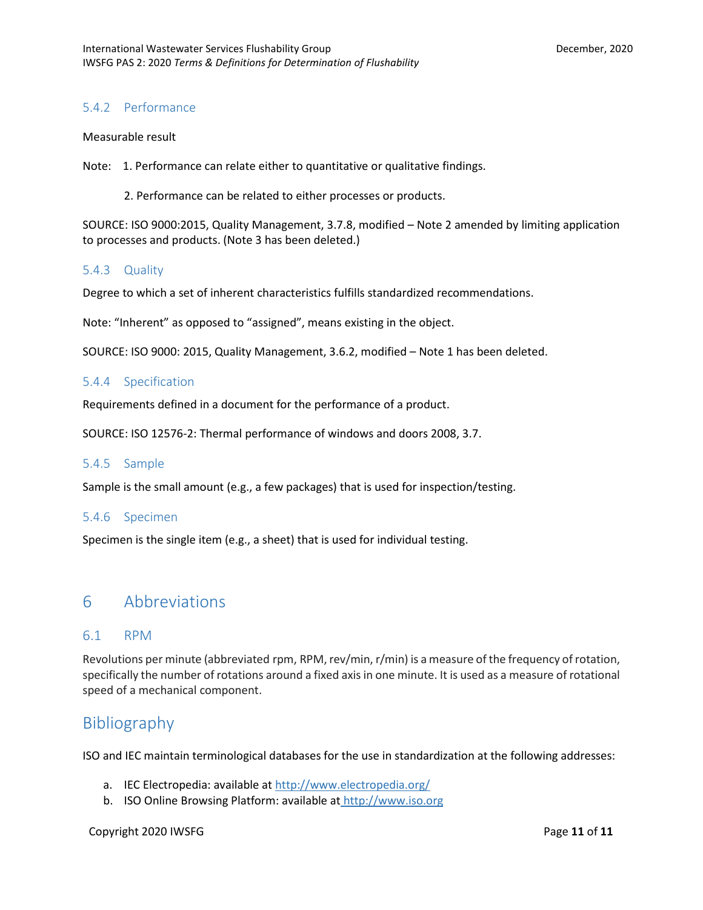### 5.4.2 Performance

Measurable result

Note: 1. Performance can relate either to quantitative or qualitative findings.

2. Performance can be related to either processes or products.

SOURCE: ISO 9000:2015, Quality Management, 3.7.8, modified – Note 2 amended by limiting application to processes and products. (Note 3 has been deleted.)

### 5.4.3 Quality

Degree to which a set of inherent characteristics fulfills standardized recommendations.

Note: "Inherent" as opposed to "assigned", means existing in the object.

SOURCE: ISO 9000: 2015, Quality Management, 3.6.2, modified – Note 1 has been deleted.

### 5.4.4 Specification

Requirements defined in a document for the performance of a product.

SOURCE: ISO 12576-2: Thermal performance of windows and doors 2008, 3.7.

### 5.4.5 Sample

Sample is the small amount (e.g., a few packages) that is used for inspection/testing.

### 5.4.6 Specimen

Specimen is the single item (e.g., a sheet) that is used for individual testing.

# 6 Abbreviations

## 6.1 RPM

Revolutions per minute (abbreviated rpm, RPM, rev/min, r/min) is a measure of the frequency of rotation, specifically the number of rotations around a fixed axis in one minute. It is used as a measure of rotational speed of a mechanical component.

# Bibliography

ISO and IEC maintain terminological databases for the use in standardization at the following addresses:

a. IEC Electropedia: available at http://www.electropedia.org/
b. ISO Online Browsing Platform: available at http://www.iso.org